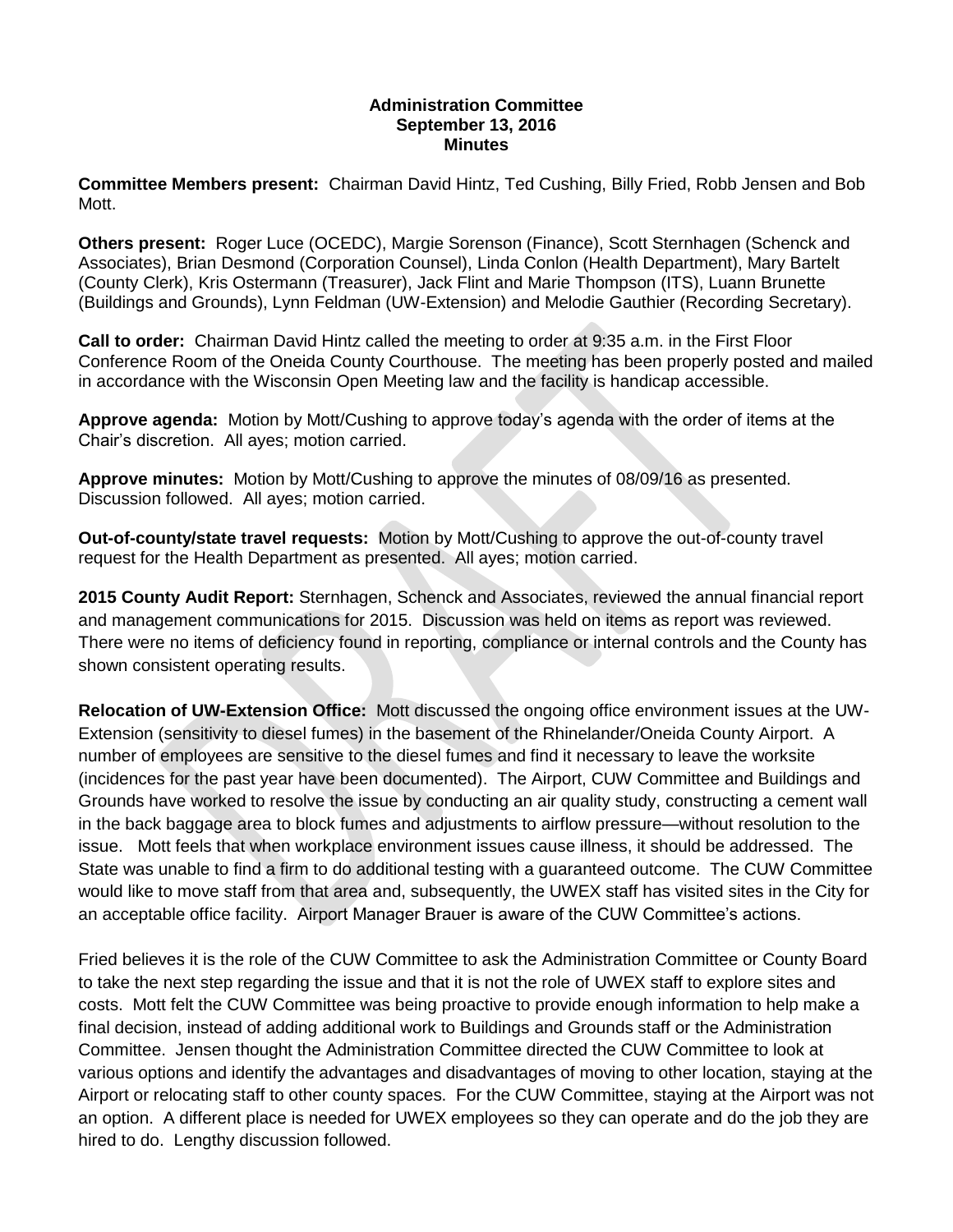**Administration Committee**
**September 13, 2016**
**Minutes**

**Committee Members present:** Chairman David Hintz, Ted Cushing, Billy Fried, Robb Jensen and Bob Mott.

**Others present:** Roger Luce (OCEDC), Margie Sorenson (Finance), Scott Sternhagen (Schenck and Associates), Brian Desmond (Corporation Counsel), Linda Conlon (Health Department), Mary Bartelt (County Clerk), Kris Ostermann (Treasurer), Jack Flint and Marie Thompson (ITS), Luann Brunette (Buildings and Grounds), Lynn Feldman (UW-Extension) and Melodie Gauthier (Recording Secretary).

**Call to order:** Chairman David Hintz called the meeting to order at 9:35 a.m. in the First Floor Conference Room of the Oneida County Courthouse. The meeting has been properly posted and mailed in accordance with the Wisconsin Open Meeting law and the facility is handicap accessible.

**Approve agenda:** Motion by Mott/Cushing to approve today's agenda with the order of items at the Chair's discretion. All ayes; motion carried.

**Approve minutes:** Motion by Mott/Cushing to approve the minutes of 08/09/16 as presented. Discussion followed. All ayes; motion carried.

**Out-of-county/state travel requests:** Motion by Mott/Cushing to approve the out-of-county travel request for the Health Department as presented. All ayes; motion carried.

**2015 County Audit Report:** Sternhagen, Schenck and Associates, reviewed the annual financial report and management communications for 2015. Discussion was held on items as report was reviewed. There were no items of deficiency found in reporting, compliance or internal controls and the County has shown consistent operating results.

**Relocation of UW-Extension Office:** Mott discussed the ongoing office environment issues at the UW-Extension (sensitivity to diesel fumes) in the basement of the Rhinelander/Oneida County Airport. A number of employees are sensitive to the diesel fumes and find it necessary to leave the worksite (incidences for the past year have been documented). The Airport, CUW Committee and Buildings and Grounds have worked to resolve the issue by conducting an air quality study, constructing a cement wall in the back baggage area to block fumes and adjustments to airflow pressure—without resolution to the issue. Mott feels that when workplace environment issues cause illness, it should be addressed. The State was unable to find a firm to do additional testing with a guaranteed outcome. The CUW Committee would like to move staff from that area and, subsequently, the UWEX staff has visited sites in the City for an acceptable office facility. Airport Manager Brauer is aware of the CUW Committee's actions.

Fried believes it is the role of the CUW Committee to ask the Administration Committee or County Board to take the next step regarding the issue and that it is not the role of UWEX staff to explore sites and costs. Mott felt the CUW Committee was being proactive to provide enough information to help make a final decision, instead of adding additional work to Buildings and Grounds staff or the Administration Committee. Jensen thought the Administration Committee directed the CUW Committee to look at various options and identify the advantages and disadvantages of moving to other location, staying at the Airport or relocating staff to other county spaces. For the CUW Committee, staying at the Airport was not an option. A different place is needed for UWEX employees so they can operate and do the job they are hired to do. Lengthy discussion followed.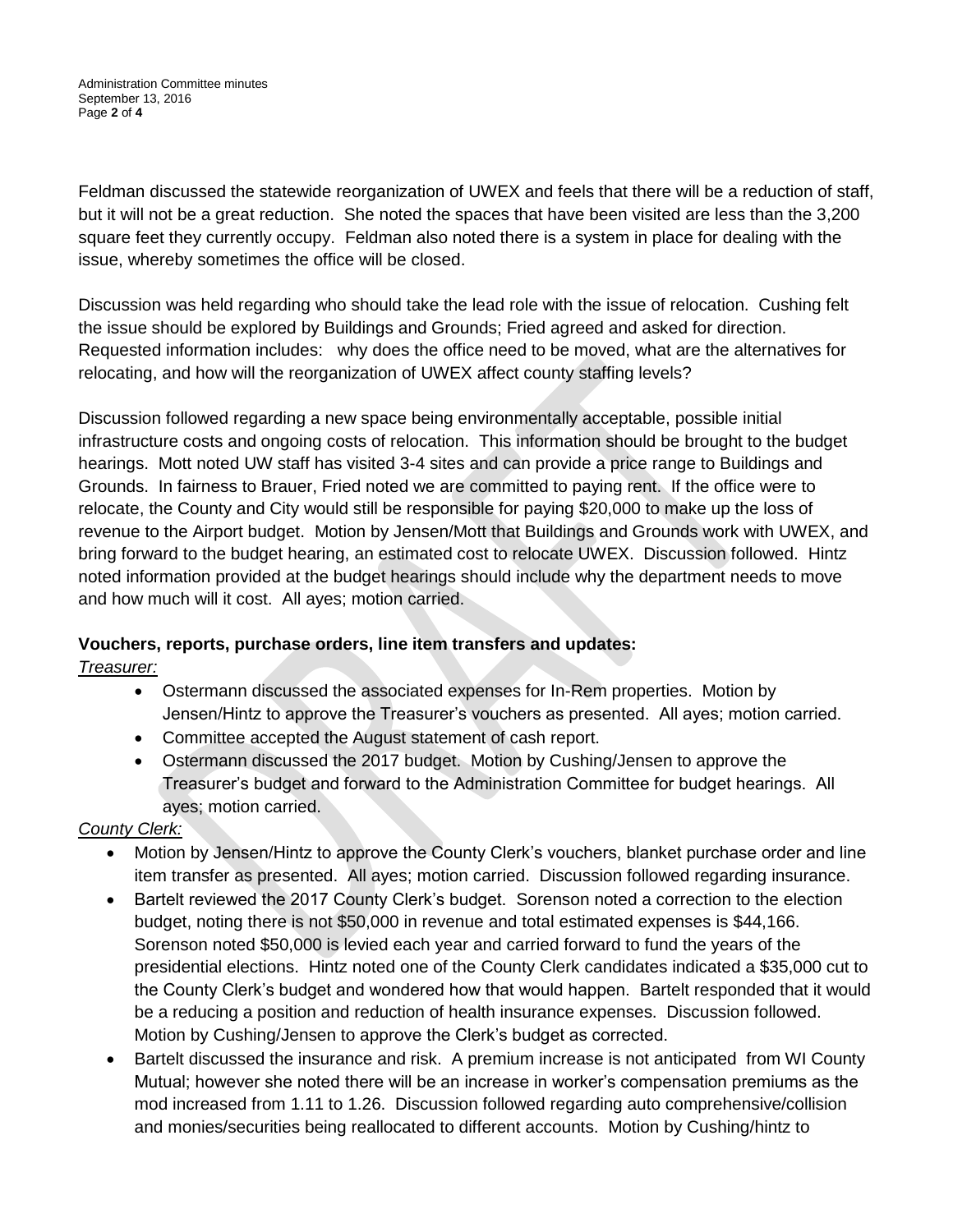Feldman discussed the statewide reorganization of UWEX and feels that there will be a reduction of staff, but it will not be a great reduction. She noted the spaces that have been visited are less than the 3,200 square feet they currently occupy. Feldman also noted there is a system in place for dealing with the issue, whereby sometimes the office will be closed.

Discussion was held regarding who should take the lead role with the issue of relocation. Cushing felt the issue should be explored by Buildings and Grounds; Fried agreed and asked for direction. Requested information includes: why does the office need to be moved, what are the alternatives for relocating, and how will the reorganization of UWEX affect county staffing levels?

Discussion followed regarding a new space being environmentally acceptable, possible initial infrastructure costs and ongoing costs of relocation. This information should be brought to the budget hearings. Mott noted UW staff has visited 3-4 sites and can provide a price range to Buildings and Grounds. In fairness to Brauer, Fried noted we are committed to paying rent. If the office were to relocate, the County and City would still be responsible for paying $20,000 to make up the loss of revenue to the Airport budget. Motion by Jensen/Mott that Buildings and Grounds work with UWEX, and bring forward to the budget hearing, an estimated cost to relocate UWEX. Discussion followed. Hintz noted information provided at the budget hearings should include why the department needs to move and how much will it cost. All ayes; motion carried.

**Vouchers, reports, purchase orders, line item transfers and updates:**

*Treasurer:*

- Ostermann discussed the associated expenses for In-Rem properties. Motion by Jensen/Hintz to approve the Treasurer's vouchers as presented. All ayes; motion carried.
- Committee accepted the August statement of cash report.
- Ostermann discussed the 2017 budget. Motion by Cushing/Jensen to approve the Treasurer's budget and forward to the Administration Committee for budget hearings. All ayes; motion carried.

*County Clerk:*

- Motion by Jensen/Hintz to approve the County Clerk's vouchers, blanket purchase order and line item transfer as presented. All ayes; motion carried. Discussion followed regarding insurance.
- Bartelt reviewed the 2017 County Clerk's budget. Sorenson noted a correction to the election budget, noting there is not $50,000 in revenue and total estimated expenses is $44,166. Sorenson noted $50,000 is levied each year and carried forward to fund the years of the presidential elections. Hintz noted one of the County Clerk candidates indicated a $35,000 cut to the County Clerk's budget and wondered how that would happen. Bartelt responded that it would be a reducing a position and reduction of health insurance expenses. Discussion followed. Motion by Cushing/Jensen to approve the Clerk's budget as corrected.
- Bartelt discussed the insurance and risk. A premium increase is not anticipated from WI County Mutual; however she noted there will be an increase in worker's compensation premiums as the mod increased from 1.11 to 1.26. Discussion followed regarding auto comprehensive/collision and monies/securities being reallocated to different accounts. Motion by Cushing/hintz to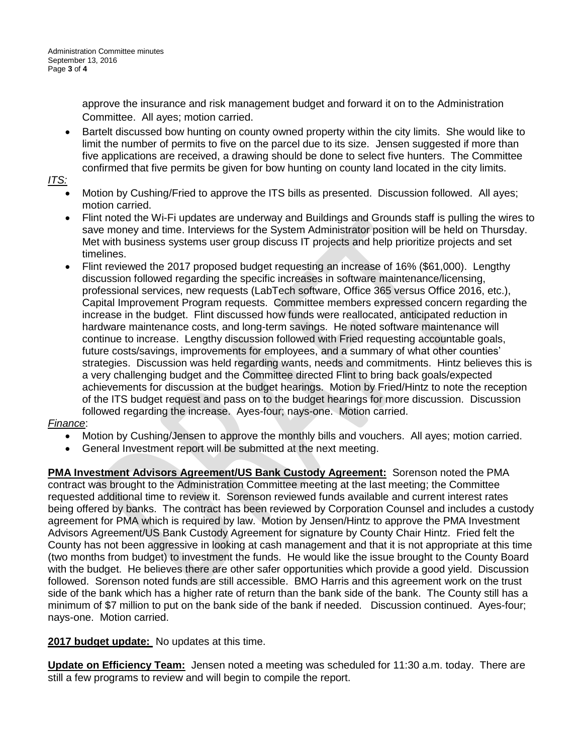approve the insurance and risk management budget and forward it on to the Administration Committee. All ayes; motion carried.

- Bartelt discussed bow hunting on county owned property within the city limits. She would like to limit the number of permits to five on the parcel due to its size. Jensen suggested if more than five applications are received, a drawing should be done to select five hunters. The Committee confirmed that five permits be given for bow hunting on county land located in the city limits.

*ITS:*

- Motion by Cushing/Fried to approve the ITS bills as presented. Discussion followed. All ayes; motion carried.
- Flint noted the Wi-Fi updates are underway and Buildings and Grounds staff is pulling the wires to save money and time. Interviews for the System Administrator position will be held on Thursday. Met with business systems user group discuss IT projects and help prioritize projects and set timelines.
- Flint reviewed the 2017 proposed budget requesting an increase of 16% ($61,000). Lengthy discussion followed regarding the specific increases in software maintenance/licensing, professional services, new requests (LabTech software, Office 365 versus Office 2016, etc.), Capital Improvement Program requests. Committee members expressed concern regarding the increase in the budget. Flint discussed how funds were reallocated, anticipated reduction in hardware maintenance costs, and long-term savings. He noted software maintenance will continue to increase. Lengthy discussion followed with Fried requesting accountable goals, future costs/savings, improvements for employees, and a summary of what other counties' strategies. Discussion was held regarding wants, needs and commitments. Hintz believes this is a very challenging budget and the Committee directed Flint to bring back goals/expected achievements for discussion at the budget hearings. Motion by Fried/Hintz to note the reception of the ITS budget request and pass on to the budget hearings for more discussion. Discussion followed regarding the increase. Ayes-four; nays-one. Motion carried.

*Finance*:

- Motion by Cushing/Jensen to approve the monthly bills and vouchers. All ayes; motion carried.
- General Investment report will be submitted at the next meeting.

**PMA Investment Advisors Agreement/US Bank Custody Agreement:** Sorenson noted the PMA contract was brought to the Administration Committee meeting at the last meeting; the Committee requested additional time to review it. Sorenson reviewed funds available and current interest rates being offered by banks. The contract has been reviewed by Corporation Counsel and includes a custody agreement for PMA which is required by law. Motion by Jensen/Hintz to approve the PMA Investment Advisors Agreement/US Bank Custody Agreement for signature by County Chair Hintz. Fried felt the County has not been aggressive in looking at cash management and that it is not appropriate at this time (two months from budget) to investment the funds. He would like the issue brought to the County Board with the budget. He believes there are other safer opportunities which provide a good yield. Discussion followed. Sorenson noted funds are still accessible. BMO Harris and this agreement work on the trust side of the bank which has a higher rate of return than the bank side of the bank. The County still has a minimum of $7 million to put on the bank side of the bank if needed. Discussion continued. Ayes-four; nays-one. Motion carried.

**2017 budget update:** No updates at this time.

**Update on Efficiency Team:** Jensen noted a meeting was scheduled for 11:30 a.m. today. There are still a few programs to review and will begin to compile the report.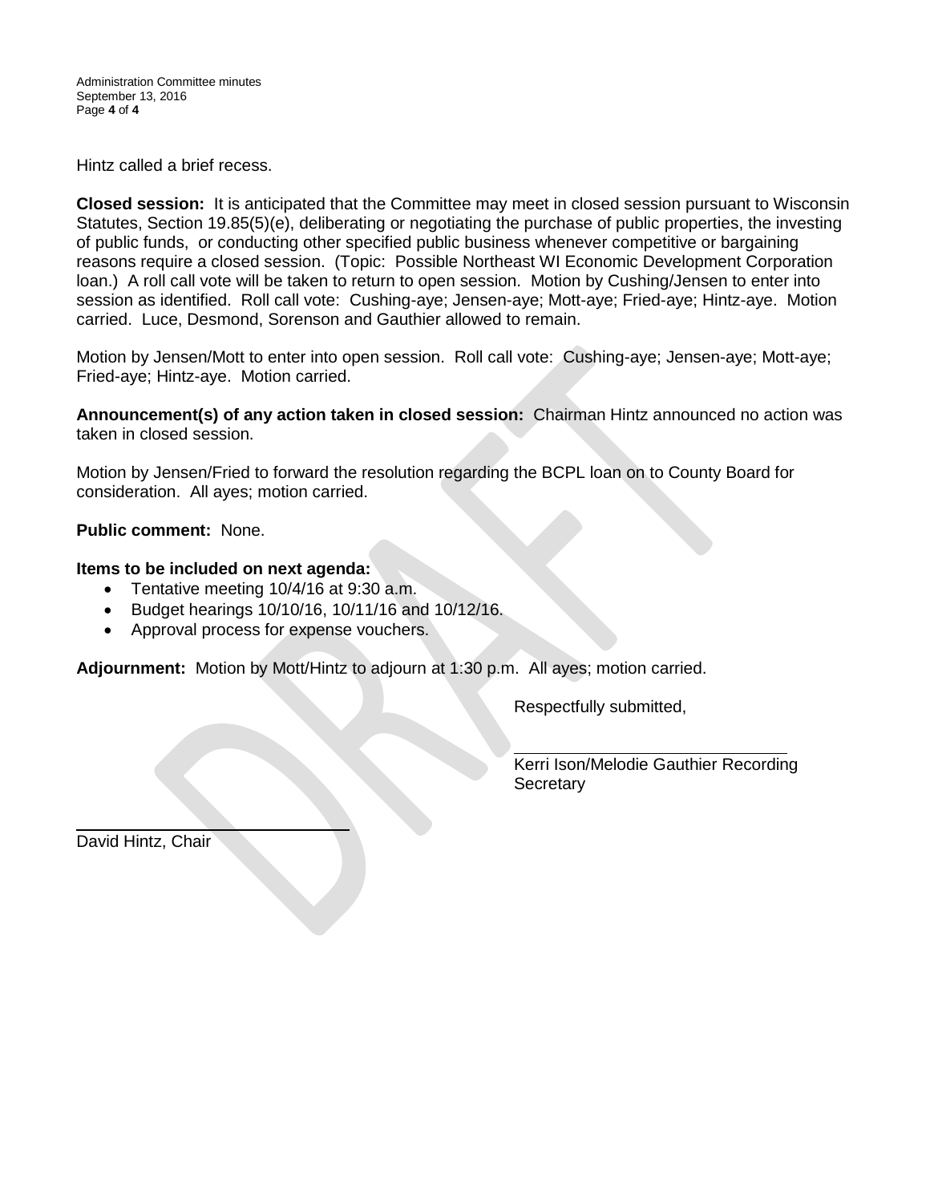Hintz called a brief recess.

**Closed session:** It is anticipated that the Committee may meet in closed session pursuant to Wisconsin Statutes, Section 19.85(5)(e), deliberating or negotiating the purchase of public properties, the investing of public funds, or conducting other specified public business whenever competitive or bargaining reasons require a closed session. (Topic: Possible Northeast WI Economic Development Corporation loan.) A roll call vote will be taken to return to open session. Motion by Cushing/Jensen to enter into session as identified. Roll call vote: Cushing-aye; Jensen-aye; Mott-aye; Fried-aye; Hintz-aye. Motion carried. Luce, Desmond, Sorenson and Gauthier allowed to remain.

Motion by Jensen/Mott to enter into open session. Roll call vote: Cushing-aye; Jensen-aye; Mott-aye; Fried-aye; Hintz-aye. Motion carried.

**Announcement(s) of any action taken in closed session:** Chairman Hintz announced no action was taken in closed session.

Motion by Jensen/Fried to forward the resolution regarding the BCPL loan on to County Board for consideration. All ayes; motion carried.

**Public comment:** None.

**Items to be included on next agenda:**

- Tentative meeting 10/4/16 at 9:30 a.m.
- Budget hearings 10/10/16, 10/11/16 and 10/12/16.
- Approval process for expense vouchers.

**Adjournment:** Motion by Mott/Hintz to adjourn at 1:30 p.m. All ayes; motion carried.

Respectfully submitted,

\_\_\_\_\_\_\_\_\_\_\_\_\_\_\_\_\_\_\_\_\_\_\_\_\_\_\_\_\_\_
Kerri Ison/Melodie Gauthier Recording Secretary

\_\_\_\_\_\_\_\_\_\_\_\_\_\_\_\_\_\_\_\_\_\_\_\_\_\_\_\_\_\_
David Hintz, Chair

DRAFT